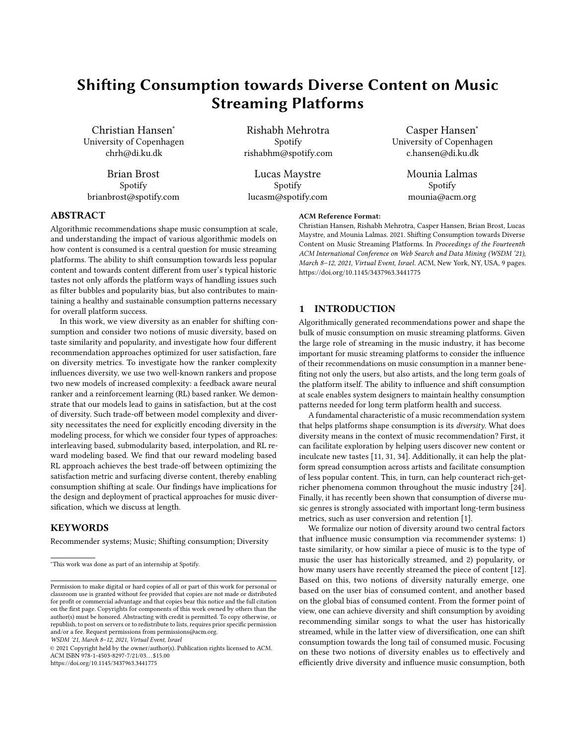# Shifting Consumption towards Diverse Content on Music Streaming Platforms

Christian Hansen*
University of Copenhagen
chrh@di.ku.dk

Rishabh Mehrotra
Spotify
rishabhm@spotify.com

Casper Hansen*
University of Copenhagen
c.hansen@di.ku.dk

Brian Brost
Spotify
brianbrost@spotify.com

Lucas Maystre
Spotify
lucasm@spotify.com

Mounia Lalmas
Spotify
mounia@acm.org

## ABSTRACT

Algorithmic recommendations shape music consumption at scale, and understanding the impact of various algorithmic models on how content is consumed is a central question for music streaming platforms. The ability to shift consumption towards less popular content and towards content different from user's typical historic tastes not only affords the platform ways of handling issues such as filter bubbles and popularity bias, but also contributes to maintaining a healthy and sustainable consumption patterns necessary for overall platform success.

In this work, we view diversity as an enabler for shifting consumption and consider two notions of music diversity, based on taste similarity and popularity, and investigate how four different recommendation approaches optimized for user satisfaction, fare on diversity metrics. To investigate how the ranker complexity influences diversity, we use two well-known rankers and propose two new models of increased complexity: a feedback aware neural ranker and a reinforcement learning (RL) based ranker. We demonstrate that our models lead to gains in satisfaction, but at the cost of diversity. Such trade-off between model complexity and diversity necessitates the need for explicitly encoding diversity in the modeling process, for which we consider four types of approaches: interleaving based, submodularity based, interpolation, and RL reward modeling based. We find that our reward modeling based RL approach achieves the best trade-off between optimizing the satisfaction metric and surfacing diverse content, thereby enabling consumption shifting at scale. Our findings have implications for the design and deployment of practical approaches for music diversification, which we discuss at length.

## KEYWORDS

Recommender systems; Music; Shifting consumption; Diversity

*This work was done as part of an internship at Spotify.

Permission to make digital or hard copies of all or part of this work for personal or classroom use is granted without fee provided that copies are not made or distributed for profit or commercial advantage and that copies bear this notice and the full citation on the first page. Copyrights for components of this work owned by others than the author(s) must be honored. Abstracting with credit is permitted. To copy otherwise, or republish, to post on servers or to redistribute to lists, requires prior specific permission and/or a fee. Request permissions from permissions@acm.org.
*WSDM '21, March 8–12, 2021, Virtual Event, Israel*
© 2021 Copyright held by the owner/author(s). Publication rights licensed to ACM.
ACM ISBN 978-1-4503-8297-7/21/03…$15.00
https://doi.org/10.1145/3437963.3441775

**ACM Reference Format:**
Christian Hansen, Rishabh Mehrotra, Casper Hansen, Brian Brost, Lucas Maystre, and Mounia Lalmas. 2021. Shifting Consumption towards Diverse Content on Music Streaming Platforms. In *Proceedings of the Fourteenth ACM International Conference on Web Search and Data Mining (WSDM '21), March 8–12, 2021, Virtual Event, Israel.* ACM, New York, NY, USA, 9 pages. https://doi.org/10.1145/3437963.3441775

## 1 INTRODUCTION

Algorithmically generated recommendations power and shape the bulk of music consumption on music streaming platforms. Given the large role of streaming in the music industry, it has become important for music streaming platforms to consider the influence of their recommendations on music consumption in a manner benefiting not only the users, but also artists, and the long term goals of the platform itself. The ability to influence and shift consumption at scale enables system designers to maintain healthy consumption patterns needed for long term platform health and success.

A fundamental characteristic of a music recommendation system that helps platforms shape consumption is its *diversity*. What does diversity means in the context of music recommendation? First, it can facilitate exploration by helping users discover new content or inculcate new tastes [11, 31, 34]. Additionally, it can help the platform spread consumption across artists and facilitate consumption of less popular content. This, in turn, can help counteract rich-get-richer phenomena common throughout the music industry [24]. Finally, it has recently been shown that consumption of diverse music genres is strongly associated with important long-term business metrics, such as user conversion and retention [1].

We formalize our notion of diversity around two central factors that influence music consumption via recommender systems: 1) taste similarity, or how similar a piece of music is to the type of music the user has historically streamed, and 2) popularity, or how many users have recently streamed the piece of content [12]. Based on this, two notions of diversity naturally emerge, one based on the user bias of consumed content, and another based on the global bias of consumed content. From the former point of view, one can achieve diversity and shift consumption by avoiding recommending similar songs to what the user has historically streamed, while in the latter view of diversification, one can shift consumption towards the long tail of consumed music. Focusing on these two notions of diversity enables us to effectively and efficiently drive diversity and influence music consumption, both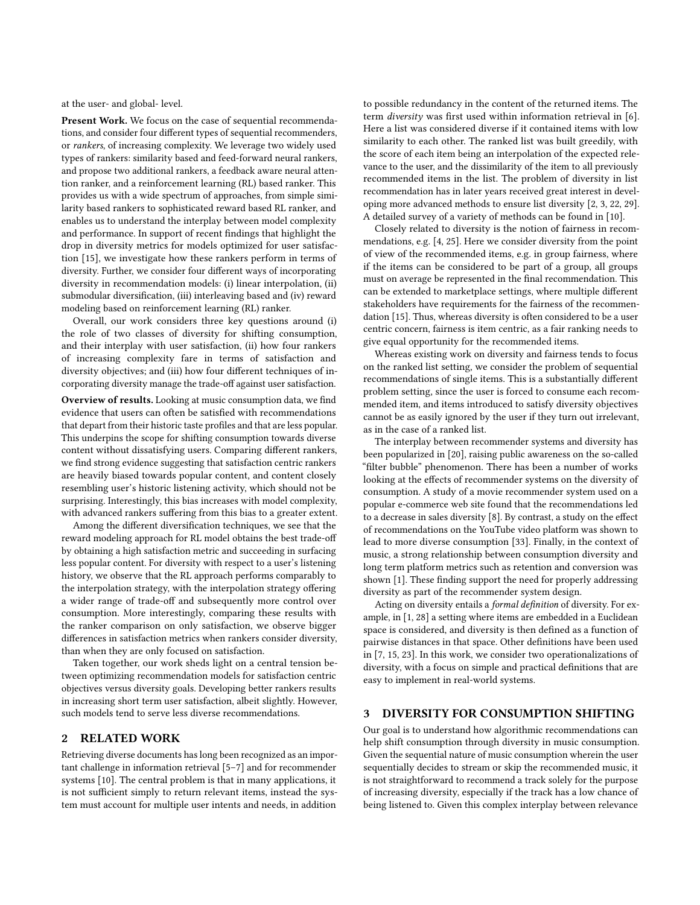at the user- and global- level.

**Present Work.** We focus on the case of sequential recommendations, and consider four different types of sequential recommenders, or *rankers*, of increasing complexity. We leverage two widely used types of rankers: similarity based and feed-forward neural rankers, and propose two additional rankers, a feedback aware neural attention ranker, and a reinforcement learning (RL) based ranker. This provides us with a wide spectrum of approaches, from simple similarity based rankers to sophisticated reward based RL ranker, and enables us to understand the interplay between model complexity and performance. In support of recent findings that highlight the drop in diversity metrics for models optimized for user satisfaction [15], we investigate how these rankers perform in terms of diversity. Further, we consider four different ways of incorporating diversity in recommendation models: (i) linear interpolation, (ii) submodular diversification, (iii) interleaving based and (iv) reward modeling based on reinforcement learning (RL) ranker.

Overall, our work considers three key questions around (i) the role of two classes of diversity for shifting consumption, and their interplay with user satisfaction, (ii) how four rankers of increasing complexity fare in terms of satisfaction and diversity objectives; and (iii) how four different techniques of incorporating diversity manage the trade-off against user satisfaction.

**Overview of results.** Looking at music consumption data, we find evidence that users can often be satisfied with recommendations that depart from their historic taste profiles and that are less popular. This underpins the scope for shifting consumption towards diverse content without dissatisfying users. Comparing different rankers, we find strong evidence suggesting that satisfaction centric rankers are heavily biased towards popular content, and content closely resembling user's historic listening activity, which should not be surprising. Interestingly, this bias increases with model complexity, with advanced rankers suffering from this bias to a greater extent.

Among the different diversification techniques, we see that the reward modeling approach for RL model obtains the best trade-off by obtaining a high satisfaction metric and succeeding in surfacing less popular content. For diversity with respect to a user's listening history, we observe that the RL approach performs comparably to the interpolation strategy, with the interpolation strategy offering a wider range of trade-off and subsequently more control over consumption. More interestingly, comparing these results with the ranker comparison on only satisfaction, we observe bigger differences in satisfaction metrics when rankers consider diversity, than when they are only focused on satisfaction.

Taken together, our work sheds light on a central tension between optimizing recommendation models for satisfaction centric objectives versus diversity goals. Developing better rankers results in increasing short term user satisfaction, albeit slightly. However, such models tend to serve less diverse recommendations.

## 2 RELATED WORK

Retrieving diverse documents has long been recognized as an important challenge in information retrieval [5–7] and for recommender systems [10]. The central problem is that in many applications, it is not sufficient simply to return relevant items, instead the system must account for multiple user intents and needs, in addition to possible redundancy in the content of the returned items. The term *diversity* was first used within information retrieval in [6]. Here a list was considered diverse if it contained items with low similarity to each other. The ranked list was built greedily, with the score of each item being an interpolation of the expected relevance to the user, and the dissimilarity of the item to all previously recommended items in the list. The problem of diversity in list recommendation has in later years received great interest in developing more advanced methods to ensure list diversity [2, 3, 22, 29]. A detailed survey of a variety of methods can be found in [10].

Closely related to diversity is the notion of fairness in recommendations, e.g. [4, 25]. Here we consider diversity from the point of view of the recommended items, e.g. in group fairness, where if the items can be considered to be part of a group, all groups must on average be represented in the final recommendation. This can be extended to marketplace settings, where multiple different stakeholders have requirements for the fairness of the recommendation [15]. Thus, whereas diversity is often considered to be a user centric concern, fairness is item centric, as a fair ranking needs to give equal opportunity for the recommended items.

Whereas existing work on diversity and fairness tends to focus on the ranked list setting, we consider the problem of sequential recommendations of single items. This is a substantially different problem setting, since the user is forced to consume each recommended item, and items introduced to satisfy diversity objectives cannot be as easily ignored by the user if they turn out irrelevant, as in the case of a ranked list.

The interplay between recommender systems and diversity has been popularized in [20], raising public awareness on the so-called "filter bubble" phenomenon. There has been a number of works looking at the effects of recommender systems on the diversity of consumption. A study of a movie recommender system used on a popular e-commerce web site found that the recommendations led to a decrease in sales diversity [8]. By contrast, a study on the effect of recommendations on the YouTube video platform was shown to lead to more diverse consumption [33]. Finally, in the context of music, a strong relationship between consumption diversity and long term platform metrics such as retention and conversion was shown [1]. These finding support the need for properly addressing diversity as part of the recommender system design.

Acting on diversity entails a *formal definition* of diversity. For example, in [1, 28] a setting where items are embedded in a Euclidean space is considered, and diversity is then defined as a function of pairwise distances in that space. Other definitions have been used in [7, 15, 23]. In this work, we consider two operationalizations of diversity, with a focus on simple and practical definitions that are easy to implement in real-world systems.

## 3 DIVERSITY FOR CONSUMPTION SHIFTING

Our goal is to understand how algorithmic recommendations can help shift consumption through diversity in music consumption. Given the sequential nature of music consumption wherein the user sequentially decides to stream or skip the recommended music, it is not straightforward to recommend a track solely for the purpose of increasing diversity, especially if the track has a low chance of being listened to. Given this complex interplay between relevance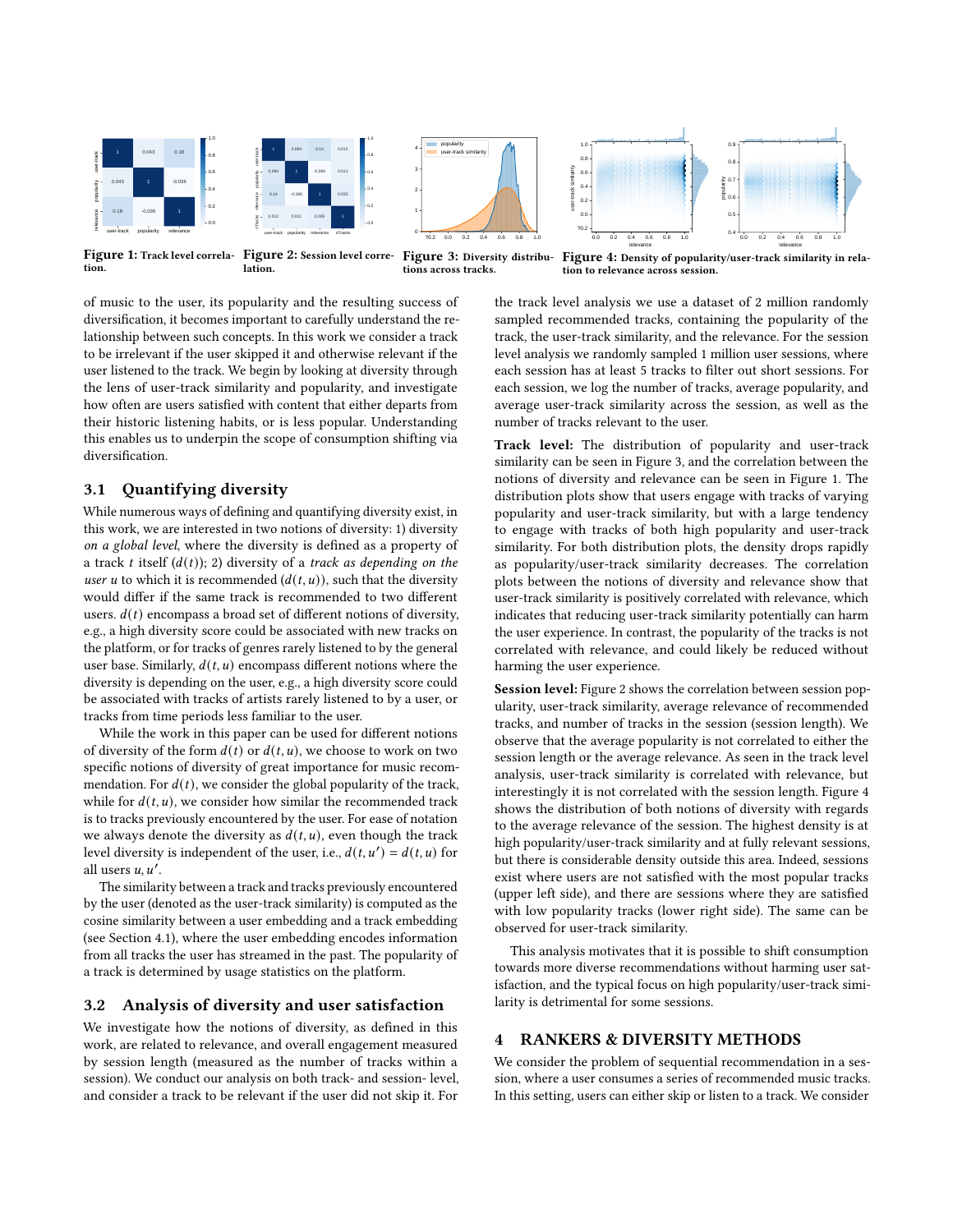Figure 1: Track level correlation.

Figure 2: Session level correlation.

Figure 3: Diversity distributions across tracks.

Figure 4: Density of popularity/user-track similarity in relation to relevance across session.

of music to the user, its popularity and the resulting success of diversification, it becomes important to carefully understand the relationship between such concepts. In this work we consider a track to be irrelevant if the user skipped it and otherwise relevant if the user listened to the track. We begin by looking at diversity through the lens of user-track similarity and popularity, and investigate how often are users satisfied with content that either departs from their historic listening habits, or is less popular. Understanding this enables us to underpin the scope of consumption shifting via diversification.

## 3.1 Quantifying diversity

While numerous ways of defining and quantifying diversity exist, in this work, we are interested in two notions of diversity: 1) diversity *on a global level*, where the diversity is defined as a property of a track $t$ itself ($d(t)$); 2) diversity of a *track as depending on the user* $u$ to which it is recommended ($d(t, u)$), such that the diversity would differ if the same track is recommended to two different users. $d(t)$ encompass a broad set of different notions of diversity, e.g., a high diversity score could be associated with new tracks on the platform, or for tracks of genres rarely listened to by the general user base. Similarly, $d(t, u)$ encompass different notions where the diversity is depending on the user, e.g., a high diversity score could be associated with tracks of artists rarely listened to by a user, or tracks from time periods less familiar to the user.

While the work in this paper can be used for different notions of diversity of the form $d(t)$ or $d(t, u)$, we choose to work on two specific notions of diversity of great importance for music recommendation. For $d(t)$, we consider the global popularity of the track, while for $d(t, u)$, we consider how similar the recommended track is to tracks previously encountered by the user. For ease of notation we always denote the diversity as $d(t, u)$, even though the track level diversity is independent of the user, i.e., $d(t, u') = d(t, u)$ for all users $u, u'$.

The similarity between a track and tracks previously encountered by the user (denoted as the user-track similarity) is computed as the cosine similarity between a user embedding and a track embedding (see Section 4.1), where the user embedding encodes information from all tracks the user has streamed in the past. The popularity of a track is determined by usage statistics on the platform.

## 3.2 Analysis of diversity and user satisfaction

We investigate how the notions of diversity, as defined in this work, are related to relevance, and overall engagement measured by session length (measured as the number of tracks within a session). We conduct our analysis on both track- and session- level, and consider a track to be relevant if the user did not skip it. For the track level analysis we use a dataset of 2 million randomly sampled recommended tracks, containing the popularity of the track, the user-track similarity, and the relevance. For the session level analysis we randomly sampled 1 million user sessions, where each session has at least 5 tracks to filter out short sessions. For each session, we log the number of tracks, average popularity, and average user-track similarity across the session, as well as the number of tracks relevant to the user.

**Track level:** The distribution of popularity and user-track similarity can be seen in Figure 3, and the correlation between the notions of diversity and relevance can be seen in Figure 1. The distribution plots show that users engage with tracks of varying popularity and user-track similarity, but with a large tendency to engage with tracks of both high popularity and user-track similarity. For both distribution plots, the density drops rapidly as popularity/user-track similarity decreases. The correlation plots between the notions of diversity and relevance show that user-track similarity is positively correlated with relevance, which indicates that reducing user-track similarity potentially can harm the user experience. In contrast, the popularity of the tracks is not correlated with relevance, and could likely be reduced without harming the user experience.

**Session level:** Figure 2 shows the correlation between session popularity, user-track similarity, average relevance of recommended tracks, and number of tracks in the session (session length). We observe that the average popularity is not correlated to either the session length or the average relevance. As seen in the track level analysis, user-track similarity is correlated with relevance, but interestingly it is not correlated with the session length. Figure 4 shows the distribution of both notions of diversity with regards to the average relevance of the session. The highest density is at high popularity/user-track similarity and at fully relevant sessions, but there is considerable density outside this area. Indeed, sessions exist where users are not satisfied with the most popular tracks (upper left side), and there are sessions where they are satisfied with low popularity tracks (lower right side). The same can be observed for user-track similarity.

This analysis motivates that it is possible to shift consumption towards more diverse recommendations without harming user satisfaction, and the typical focus on high popularity/user-track similarity is detrimental for some sessions.

# 4 RANKERS & DIVERSITY METHODS

We consider the problem of sequential recommendation in a session, where a user consumes a series of recommended music tracks. In this setting, users can either skip or listen to a track. We consider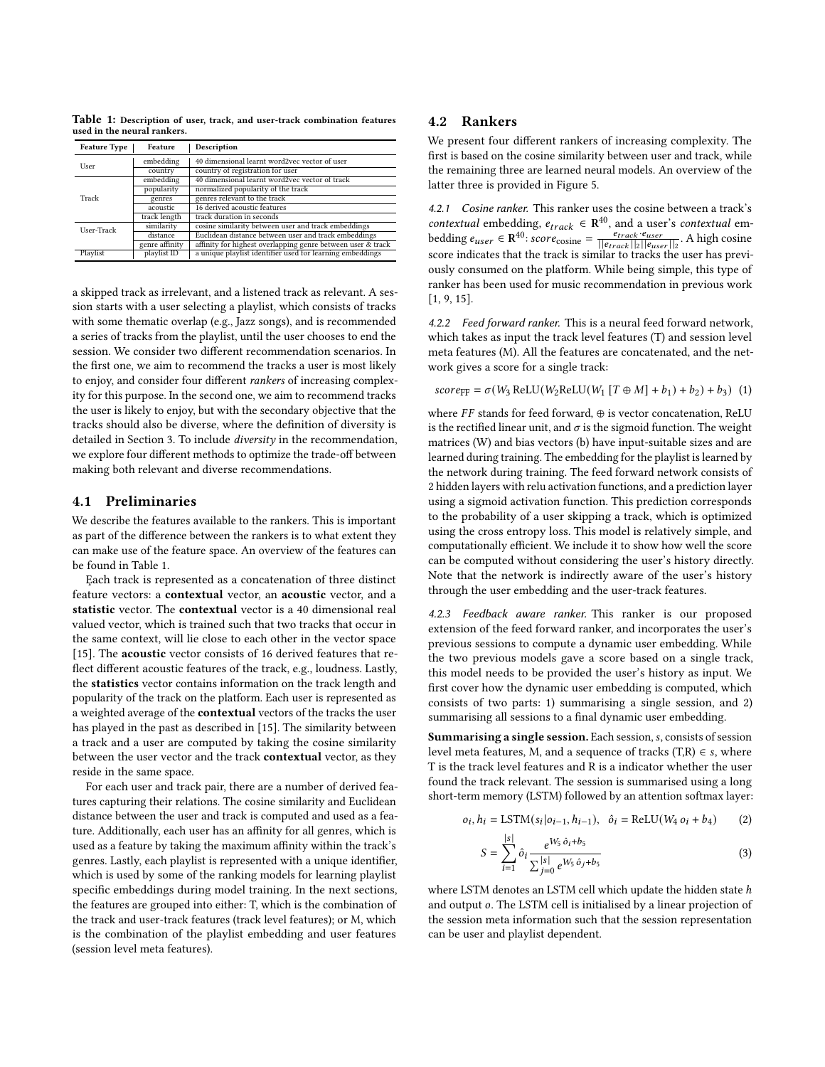**Table 1: Description of user, track, and user-track combination features used in the neural rankers.**

| Feature Type | Feature | Description |
|---|---|---|
| User | embedding | 40 dimensional learnt word2vec vector of user |
| | country | country of registration for user |
| Track | embedding | 40 dimensional learnt word2vec vector of track |
| | popularity | normalized popularity of the track |
| | genres | genres relevant to the track |
| | acoustic | 16 derived acoustic features |
| | track length | track duration in seconds |
| User-Track | similarity | cosine similarity between user and track embeddings |
| | distance | Euclidean distance between user and track embeddings |
| | genre affinity | affinity for highest overlapping genre between user & track |
| Playlist | playlist ID | a unique playlist identifier used for learning embeddings |

a skipped track as irrelevant, and a listened track as relevant. A session starts with a user selecting a playlist, which consists of tracks with some thematic overlap (e.g., Jazz songs), and is recommended a series of tracks from the playlist, until the user chooses to end the session. We consider two different recommendation scenarios. In the first one, we aim to recommend the tracks a user is most likely to enjoy, and consider four different *rankers* of increasing complexity for this purpose. In the second one, we aim to recommend tracks the user is likely to enjoy, but with the secondary objective that the tracks should also be diverse, where the definition of diversity is detailed in Section 3. To include *diversity* in the recommendation, we explore four different methods to optimize the trade-off between making both relevant and diverse recommendations.

## 4.1 Preliminaries

We describe the features available to the rankers. This is important as part of the difference between the rankers is to what extent they can make use of the feature space. An overview of the features can be found in Table 1.

Each track is represented as a concatenation of three distinct feature vectors: a **contextual** vector, an **acoustic** vector, and a **statistic** vector. The **contextual** vector is a 40 dimensional real valued vector, which is trained such that two tracks that occur in the same context, will lie close to each other in the vector space [15]. The **acoustic** vector consists of 16 derived features that reflect different acoustic features of the track, e.g., loudness. Lastly, the **statistics** vector contains information on the track length and popularity of the track on the platform. Each user is represented as a weighted average of the **contextual** vectors of the tracks the user has played in the past as described in [15]. The similarity between a track and a user are computed by taking the cosine similarity between the user vector and the track **contextual** vector, as they reside in the same space.

For each user and track pair, there are a number of derived features capturing their relations. The cosine similarity and Euclidean distance between the user and track is computed and used as a feature. Additionally, each user has an affinity for all genres, which is used as a feature by taking the maximum affinity within the track's genres. Lastly, each playlist is represented with a unique identifier, which is used by some of the ranking models for learning playlist specific embeddings during model training. In the next sections, the features are grouped into either: T, which is the combination of the track and user-track features (track level features); or M, which is the combination of the playlist embedding and user features (session level meta features).

## 4.2 Rankers

We present four different rankers of increasing complexity. The first is based on the cosine similarity between user and track, while the remaining three are learned neural models. An overview of the latter three is provided in Figure 5.

*4.2.1 Cosine ranker.* This ranker uses the cosine between a track's *contextual* embedding, $e_{track} \in \mathbf{R}^{40}$, and a user's *contextual* embedding $e_{user} \in \mathbf{R}^{40}$: $score_{\text{cosine}} = \frac{e_{track} \cdot e_{user}}{||e_{track}||_2 ||e_{user}||_2}$. A high cosine score indicates that the track is similar to tracks the user has previously consumed on the platform. While being simple, this type of ranker has been used for music recommendation in previous work [1, 9, 15].

*4.2.2 Feed forward ranker.* This is a neural feed forward network, which takes as input the track level features (T) and session level meta features (M). All the features are concatenated, and the network gives a score for a single track:

$$score_{\text{FF}} = \sigma(W_3 \,\text{ReLU}(W_2 \text{ReLU}(W_1 \,[T \oplus M] + b_1) + b_2) + b_3) \quad (1)$$

where $FF$ stands for feed forward, $\oplus$ is vector concatenation, ReLU is the rectified linear unit, and $\sigma$ is the sigmoid function. The weight matrices (W) and bias vectors (b) have input-suitable sizes and are learned during training. The embedding for the playlist is learned by the network during training. The feed forward network consists of 2 hidden layers with relu activation functions, and a prediction layer using a sigmoid activation function. This prediction corresponds to the probability of a user skipping a track, which is optimized using the cross entropy loss. This model is relatively simple, and computationally efficient. We include it to show how well the score can be computed without considering the user's history directly. Note that the network is indirectly aware of the user's history through the user embedding and the user-track features.

*4.2.3 Feedback aware ranker.* This ranker is our proposed extension of the feed forward ranker, and incorporates the user's previous sessions to compute a dynamic user embedding. While the two previous models gave a score based on a single track, this model needs to be provided the user's history as input. We first cover how the dynamic user embedding is computed, which consists of two parts: 1) summarising a single session, and 2) summarising all sessions to a final dynamic user embedding.

**Summarising a single session.** Each session, $s$, consists of session level meta features, M, and a sequence of tracks $(T,R) \in s$, where T is the track level features and R is a indicator whether the user found the track relevant. The session is summarised using a long short-term memory (LSTM) followed by an attention softmax layer:

$$o_i, h_i = \text{LSTM}(s_i | o_{i-1}, h_{i-1}), \quad \hat{o}_i = \text{ReLU}(W_4 \, o_i + b_4) \quad (2)$$

$$S = \sum_{i=1}^{|s|} \hat{o}_i \frac{e^{W_5 \,\hat{o}_i + b_5}}{\sum_{j=0}^{|s|} e^{W_5 \,\hat{o}_j + b_5}} \quad (3)$$

where LSTM denotes an LSTM cell which update the hidden state $h$ and output $o$. The LSTM cell is initialised by a linear projection of the session meta information such that the session representation can be user and playlist dependent.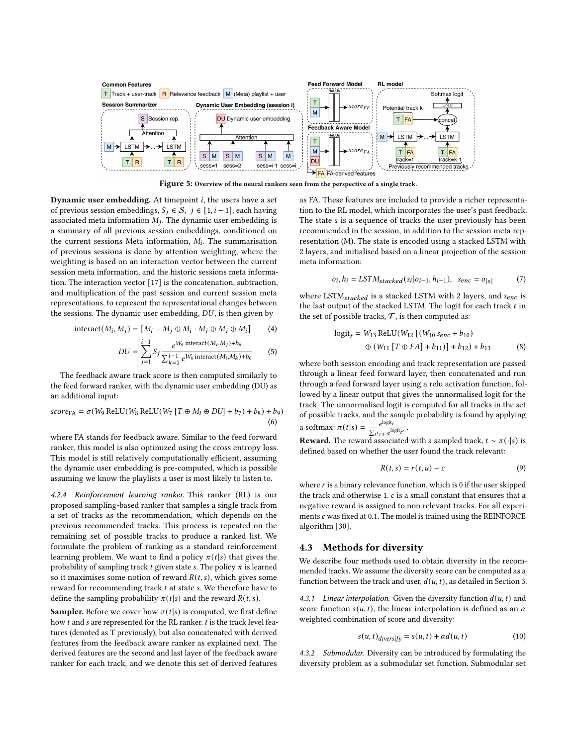Figure 5: Overview of the neural rankers seen from the perspective of a single track.

**Dynamic user embedding.** At timepoint $i$, the users have a set of previous session embeddings, $S_j \in \mathcal{S},\ j \in [1, i-1]$, each having associated meta information $M_j$. The dynamic user embedding is a summary of all previous session embeddings, conditioned on the current sessions Meta information, $M_i$. The summarisation of previous sessions is done by attention weighting, where the weighting is based on an interaction vector between the current session meta information, and the historic sessions meta information. The interaction vector [17] is the concatenation, subtraction, and multiplication of the past session and current session meta representations, to represent the representational changes between the sessions. The dynamic user embedding, $DU$, is then given by

$$\text{interact}(M_i, M_j) = [M_i - M_j \oplus M_i \cdot M_j \oplus M_j \oplus M_i] \tag{4}$$

$$DU = \sum_{j=1}^{i-1} S_j \frac{e^{W_6\, \text{interact}(M_i, M_j) + b_6}}{\sum_{k=1}^{i-1} e^{W_6\, \text{interact}(M_i, M_k) + b_6}} \tag{5}$$

The feedback aware track score is then computed similarly to the feed forward ranker, with the dynamic user embedding (DU) as an additional input:

$$score_{\text{FA}} = \sigma(W_9\, \text{ReLU}(W_8\, \text{ReLU}(W_7\, [T \oplus M_i \oplus DU] + b_7) + b_8) + b_9) \tag{6}$$

where FA stands for feedback aware. Similar to the feed forward ranker, this model is also optimized using the cross entropy loss. This model is still relatively computationally efficient, assuming the dynamic user embedding is pre-computed, which is possible assuming we know the playlists a user is most likely to listen to.

*4.2.4 Reinforcement learning ranker.* This ranker (RL) is our proposed sampling-based ranker that samples a single track from a set of tracks as the recommendation, which depends on the previous recommended tracks. This process is repeated on the remaining set of possible tracks to produce a ranked list. We formulate the problem of ranking as a standard reinforcement learning problem. We want to find a policy $\pi(t|s)$ that gives the probability of sampling track $t$ given state $s$. The policy $\pi$ is learned so it maximises some notion of reward $R(t, s)$, which gives some reward for recommending track $t$ at state $s$. We therefore have to define the sampling probability $\pi(t|s)$ and the reward $R(t, s)$.

**Sampler.** Before we cover how $\pi(t|s)$ is computed, we first define how $t$ and $s$ are represented for the RL ranker. $t$ is the track level features (denoted as T previously), but also concatenated with derived features from the feedback aware ranker as explained next. The derived features are the second and last layer of the feedback aware ranker for each track, and we denote this set of derived features as FA. These features are included to provide a richer representation to the RL model, which incorporates the user's past feedback. The state $s$ is a sequence of tracks the user previously has been recommended in the session, in addition to the session meta representation (M). The state is encoded using a stacked LSTM with 2 layers, and initialised based on a linear projection of the session meta information:

$$o_i, h_i = LSTM_{stacked}(s_i | o_{i-1}, h_{i-1}), \quad s_{enc} = o_{|s|} \tag{7}$$

where $\text{LSTM}_{stacked}$ is a stacked LSTM with 2 layers, and $s_{enc}$ is the last output of the stacked LSTM. The logit for each track $t$ in the set of possible tracks, $\mathcal{T}$, is then computed as:

$$\begin{aligned} \text{logit}_t = W_{13}\, \text{ReLU}(W_{12}\, [(W_{10}\, s_{enc} + b_{10}) \\ \oplus (W_{11}\, [T \oplus FA] + b_{11})] + b_{12}) + b_{13} \end{aligned} \tag{8}$$

where both session encoding and track representation are passed through a linear feed forward layer, then concatenated and run through a feed forward layer using a relu activation function, followed by a linear output that gives the unnormalised logit for the track. The unnormalised logit is computed for all tracks in the set of possible tracks, and the sample probability is found by applying a softmax: $\pi(t|s) = \frac{e^{\text{logit}_t}}{\sum_{t' \in \mathcal{T}} e^{\text{logit}_{t'}}}$.

**Reward.** The reward associated with a sampled track, $t \sim \pi(\cdot|s)$ is defined based on whether the user found the track relevant:

$$R(t, s) = r(t, u) - c \tag{9}$$

where $r$ is a binary relevance function, which is 0 if the user skipped the track and otherwise 1. $c$ is a small constant that ensures that a negative reward is assigned to non relevant tracks. For all experiments $c$ was fixed at 0.1. The model is trained using the REINFORCE algorithm [30].

## 4.3 Methods for diversity

We describe four methods used to obtain diversity in the recommended tracks. We assume the diversity score can be computed as a function between the track and user, $d(u, t)$, as detailed in Section 3.

*4.3.1 Linear interpolation.* Given the diversity function $d(u, t)$ and score function $s(u, t)$, the linear interpolation is defined as an $\alpha$ weighted combination of score and diversity:

$$s(u, t)_{diversify} = s(u, t) + \alpha d(u, t) \tag{10}$$

*4.3.2 Submodular.* Diversity can be introduced by formulating the diversity problem as a submodular set function. Submodular set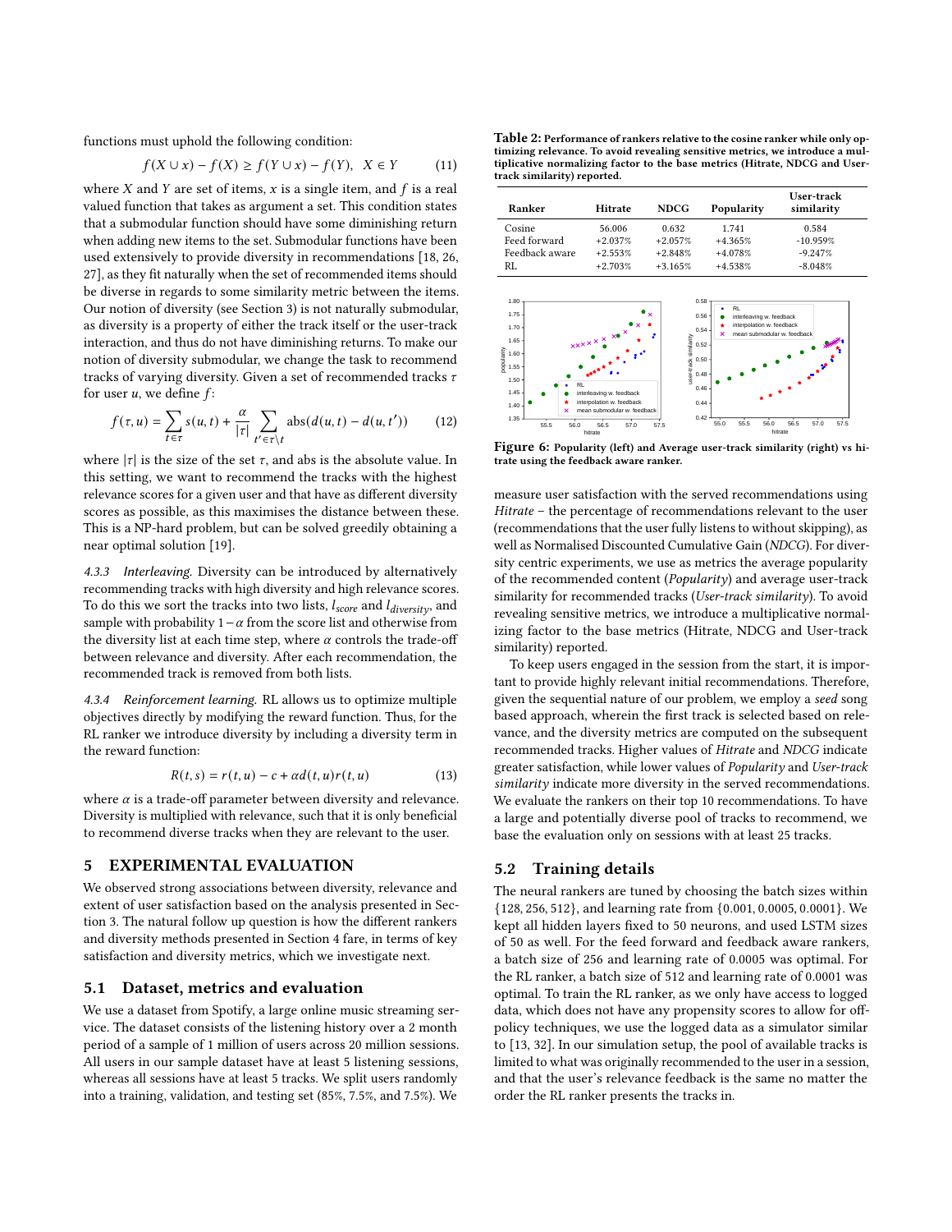functions must uphold the following condition:

$$f(X \cup x) - f(X) \geq f(Y \cup x) - f(Y), \quad X \in Y \tag{11}$$

where $X$ and $Y$ are set of items, $x$ is a single item, and $f$ is a real valued function that takes as argument a set. This condition states that a submodular function should have some diminishing return when adding new items to the set. Submodular functions have been used extensively to provide diversity in recommendations [18, 26, 27], as they fit naturally when the set of recommended items should be diverse in regards to some similarity metric between the items. Our notion of diversity (see Section 3) is not naturally submodular, as diversity is a property of either the track itself or the user-track interaction, and thus do not have diminishing returns. To make our notion of diversity submodular, we change the task to recommend tracks of varying diversity. Given a set of recommended tracks $\tau$ for user $u$, we define $f$:

$$f(\tau, u) = \sum_{t \in \tau} s(u, t) + \frac{\alpha}{|\tau|} \sum_{t' \in \tau \setminus t} \text{abs}(d(u, t) - d(u, t')) \tag{12}$$

where $|\tau|$ is the size of the set $\tau$, and abs is the absolute value. In this setting, we want to recommend the tracks with the highest relevance scores for a given user and that have as different diversity scores as possible, as this maximises the distance between these. This is a NP-hard problem, but can be solved greedily obtaining a near optimal solution [19].

#### 4.3.3 Interleaving.

Diversity can be introduced by alternatively recommending tracks with high diversity and high relevance scores. To do this we sort the tracks into two lists, $l_{score}$ and $l_{diversity}$, and sample with probability $1 - \alpha$ from the score list and otherwise from the diversity list at each time step, where $\alpha$ controls the trade-off between relevance and diversity. After each recommendation, the recommended track is removed from both lists.

#### 4.3.4 Reinforcement learning.

RL allows us to optimize multiple objectives directly by modifying the reward function. Thus, for the RL ranker we introduce diversity by including a diversity term in the reward function:

$$R(t, s) = r(t, u) - c + \alpha d(t, u) r(t, u) \tag{13}$$

where $\alpha$ is a trade-off parameter between diversity and relevance. Diversity is multiplied with relevance, such that it is only beneficial to recommend diverse tracks when they are relevant to the user.

## 5 EXPERIMENTAL EVALUATION

We observed strong associations between diversity, relevance and extent of user satisfaction based on the analysis presented in Section 3. The natural follow up question is how the different rankers and diversity methods presented in Section 4 fare, in terms of key satisfaction and diversity metrics, which we investigate next.

### 5.1 Dataset, metrics and evaluation

We use a dataset from Spotify, a large online music streaming service. The dataset consists of the listening history over a 2 month period of a sample of 1 million of users across 20 million sessions. All users in our sample dataset have at least 5 listening sessions, whereas all sessions have at least 5 tracks. We split users randomly into a training, validation, and testing set (85%, 7.5%, and 7.5%). We measure user satisfaction with the served recommendations using *Hitrate* – the percentage of recommendations relevant to the user (recommendations that the user fully listens to without skipping), as well as Normalised Discounted Cumulative Gain (*NDCG*). For diversity centric experiments, we use as metrics the average popularity of the recommended content (*Popularity*) and average user-track similarity for recommended tracks (*User-track similarity*). To avoid revealing sensitive metrics, we introduce a multiplicative normalizing factor to the base metrics (Hitrate, NDCG and User-track similarity) reported.

To keep users engaged in the session from the start, it is important to provide highly relevant initial recommendations. Therefore, given the sequential nature of our problem, we employ a *seed* song based approach, wherein the first track is selected based on relevance, and the diversity metrics are computed on the subsequent recommended tracks. Higher values of *Hitrate* and *NDCG* indicate greater satisfaction, while lower values of *Popularity* and *User-track similarity* indicate more diversity in the served recommendations. We evaluate the rankers on their top 10 recommendations. To have a large and potentially diverse pool of tracks to recommend, we base the evaluation only on sessions with at least 25 tracks.

### 5.2 Training details

The neural rankers are tuned by choosing the batch sizes within $\{128, 256, 512\}$, and learning rate from $\{0.001, 0.0005, 0.0001\}$. We kept all hidden layers fixed to 50 neurons, and used LSTM sizes of 50 as well. For the feed forward and feedback aware rankers, a batch size of 256 and learning rate of 0.0005 was optimal. For the RL ranker, a batch size of 512 and learning rate of 0.0001 was optimal. To train the RL ranker, as we only have access to logged data, which does not have any propensity scores to allow for off-policy techniques, we use the logged data as a simulator similar to [13, 32]. In our simulation setup, the pool of available tracks is limited to what was originally recommended to the user in a session, and that the user's relevance feedback is the same no matter the order the RL ranker presents the tracks in.

**Table 2: Performance of rankers relative to the cosine ranker while only optimizing relevance. To avoid revealing sensitive metrics, we introduce a multiplicative normalizing factor to the base metrics (Hitrate, NDCG and User-track similarity) reported.**

| Ranker | Hitrate | NDCG | Popularity | User-track similarity |
|---|---|---|---|---|
| Cosine | 56.006 | 0.632 | 1.741 | 0.584 |
| Feed forward | +2.037% | +2.057% | +4.365% | -10.959% |
| Feedback aware | +2.553% | +2.848% | +4.078% | -9.247% |
| RL | +2.703% | +3.165% | +4.538% | -8.048% |

**Figure 6: Popularity (left) and Average user-track similarity (right) vs hitrate using the feedback aware ranker.**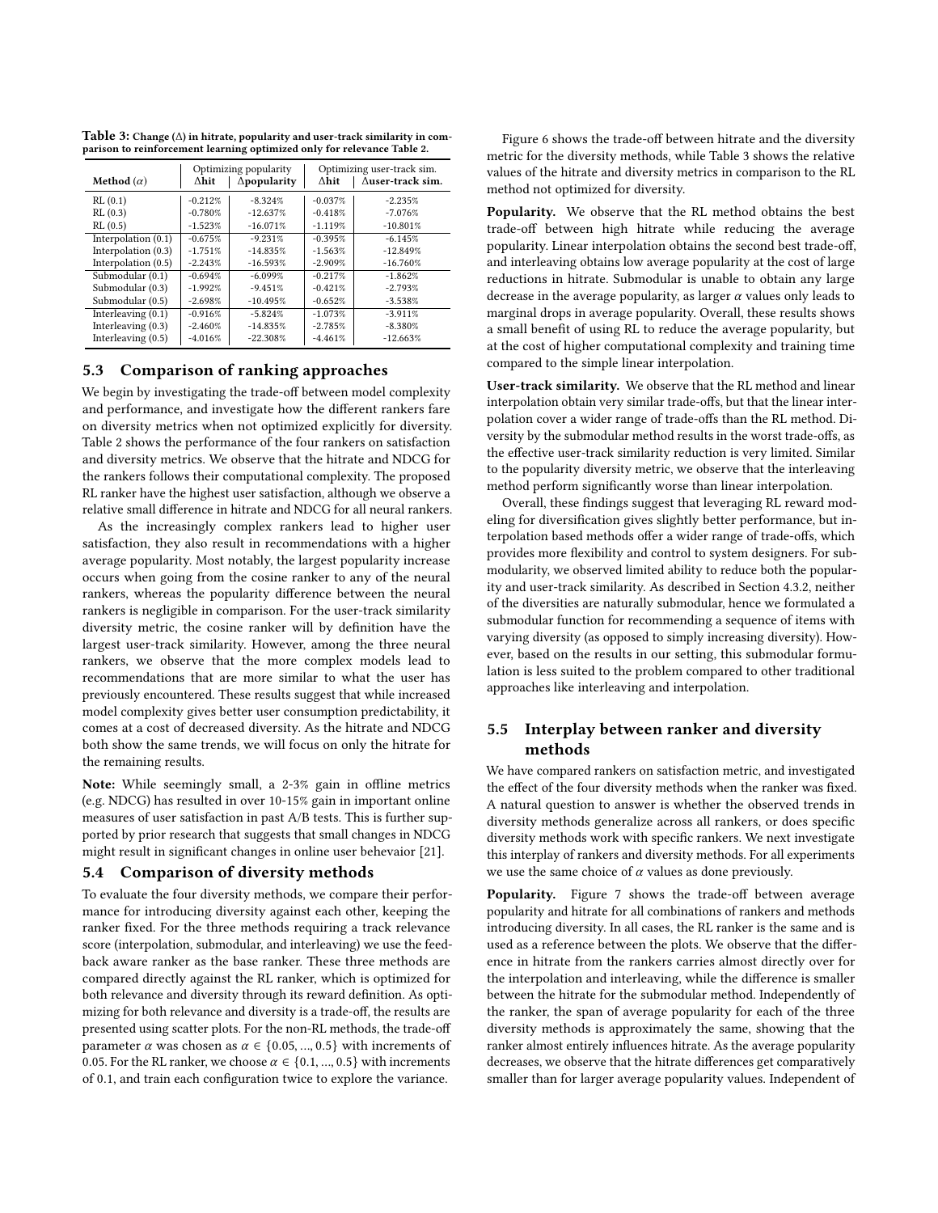**Table 3: Change (Δ) in hitrate, popularity and user-track similarity in comparison to reinforcement learning optimized only for relevance Table 2.**

| Method ($\alpha$) | Optimizing popularity | | Optimizing user-track sim. | |
|---|---|---|---|---|
| | Δhit | Δpopularity | Δhit | Δuser-track sim. |
| RL (0.1) | -0.212% | -8.324% | -0.037% | -2.235% |
| RL (0.3) | -0.780% | -12.637% | -0.418% | -7.076% |
| RL (0.5) | -1.523% | -16.071% | -1.119% | -10.801% |
| Interpolation (0.1) | -0.675% | -9.231% | -0.395% | -6.145% |
| Interpolation (0.3) | -1.751% | -14.835% | -1.563% | -12.849% |
| Interpolation (0.5) | -2.243% | -16.593% | -2.909% | -16.760% |
| Submodular (0.1) | -0.694% | -6.099% | -0.217% | -1.862% |
| Submodular (0.3) | -1.992% | -9.451% | -0.421% | -2.793% |
| Submodular (0.5) | -2.698% | -10.495% | -0.652% | -3.538% |
| Interleaving (0.1) | -0.916% | -5.824% | -1.073% | -3.911% |
| Interleaving (0.3) | -2.460% | -14.835% | -2.785% | -8.380% |
| Interleaving (0.5) | -4.016% | -22.308% | -4.461% | -12.663% |

## 5.3 Comparison of ranking approaches

We begin by investigating the trade-off between model complexity and performance, and investigate how the different rankers fare on diversity metrics when not optimized explicitly for diversity. Table 2 shows the performance of the four rankers on satisfaction and diversity metrics. We observe that the hitrate and NDCG for the rankers follows their computational complexity. The proposed RL ranker have the highest user satisfaction, although we observe a relative small difference in hitrate and NDCG for all neural rankers.

As the increasingly complex rankers lead to higher user satisfaction, they also result in recommendations with a higher average popularity. Most notably, the largest popularity increase occurs when going from the cosine ranker to any of the neural rankers, whereas the popularity difference between the neural rankers is negligible in comparison. For the user-track similarity diversity metric, the cosine ranker will by definition have the largest user-track similarity. However, among the three neural rankers, we observe that the more complex models lead to recommendations that are more similar to what the user has previously encountered. These results suggest that while increased model complexity gives better user consumption predictability, it comes at a cost of decreased diversity. As the hitrate and NDCG both show the same trends, we will focus on only the hitrate for the remaining results.

**Note:** While seemingly small, a 2-3% gain in offline metrics (e.g. NDCG) has resulted in over 10-15% gain in important online measures of user satisfaction in past A/B tests. This is further supported by prior research that suggests that small changes in NDCG might result in significant changes in online user behevaior [21].

## 5.4 Comparison of diversity methods

To evaluate the four diversity methods, we compare their performance for introducing diversity against each other, keeping the ranker fixed. For the three methods requiring a track relevance score (interpolation, submodular, and interleaving) we use the feedback aware ranker as the base ranker. These three methods are compared directly against the RL ranker, which is optimized for both relevance and diversity through its reward definition. As optimizing for both relevance and diversity is a trade-off, the results are presented using scatter plots. For the non-RL methods, the trade-off parameter $\alpha$ was chosen as $\alpha \in \{0.05, ..., 0.5\}$ with increments of 0.05. For the RL ranker, we choose $\alpha \in \{0.1, ..., 0.5\}$ with increments of 0.1, and train each configuration twice to explore the variance.

Figure 6 shows the trade-off between hitrate and the diversity metric for the diversity methods, while Table 3 shows the relative values of the hitrate and diversity metrics in comparison to the RL method not optimized for diversity.

**Popularity.** We observe that the RL method obtains the best trade-off between high hitrate while reducing the average popularity. Linear interpolation obtains the second best trade-off, and interleaving obtains low average popularity at the cost of large reductions in hitrate. Submodular is unable to obtain any large decrease in the average popularity, as larger $\alpha$ values only leads to marginal drops in average popularity. Overall, these results shows a small benefit of using RL to reduce the average popularity, but at the cost of higher computational complexity and training time compared to the simple linear interpolation.

**User-track similarity.** We observe that the RL method and linear interpolation obtain very similar trade-offs, but that the linear interpolation cover a wider range of trade-offs than the RL method. Diversity by the submodular method results in the worst trade-offs, as the effective user-track similarity reduction is very limited. Similar to the popularity diversity metric, we observe that the interleaving method perform significantly worse than linear interpolation.

Overall, these findings suggest that leveraging RL reward modeling for diversification gives slightly better performance, but interpolation based methods offer a wider range of trade-offs, which provides more flexibility and control to system designers. For submodularity, we observed limited ability to reduce both the popularity and user-track similarity. As described in Section 4.3.2, neither of the diversities are naturally submodular, hence we formulated a submodular function for recommending a sequence of items with varying diversity (as opposed to simply increasing diversity). However, based on the results in our setting, this submodular formulation is less suited to the problem compared to other traditional approaches like interleaving and interpolation.

## 5.5 Interplay between ranker and diversity methods

We have compared rankers on satisfaction metric, and investigated the effect of the four diversity methods when the ranker was fixed. A natural question to answer is whether the observed trends in diversity methods generalize across all rankers, or does specific diversity methods work with specific rankers. We next investigate this interplay of rankers and diversity methods. For all experiments we use the same choice of $\alpha$ values as done previously.

**Popularity.** Figure 7 shows the trade-off between average popularity and hitrate for all combinations of rankers and methods introducing diversity. In all cases, the RL ranker is the same and is used as a reference between the plots. We observe that the difference in hitrate from the rankers carries almost directly over for the interpolation and interleaving, while the difference is smaller between the hitrate for the submodular method. Independently of the ranker, the span of average popularity for each of the three diversity methods is approximately the same, showing that the ranker almost entirely influences hitrate. As the average popularity decreases, we observe that the hitrate differences get comparatively smaller than for larger average popularity values. Independent of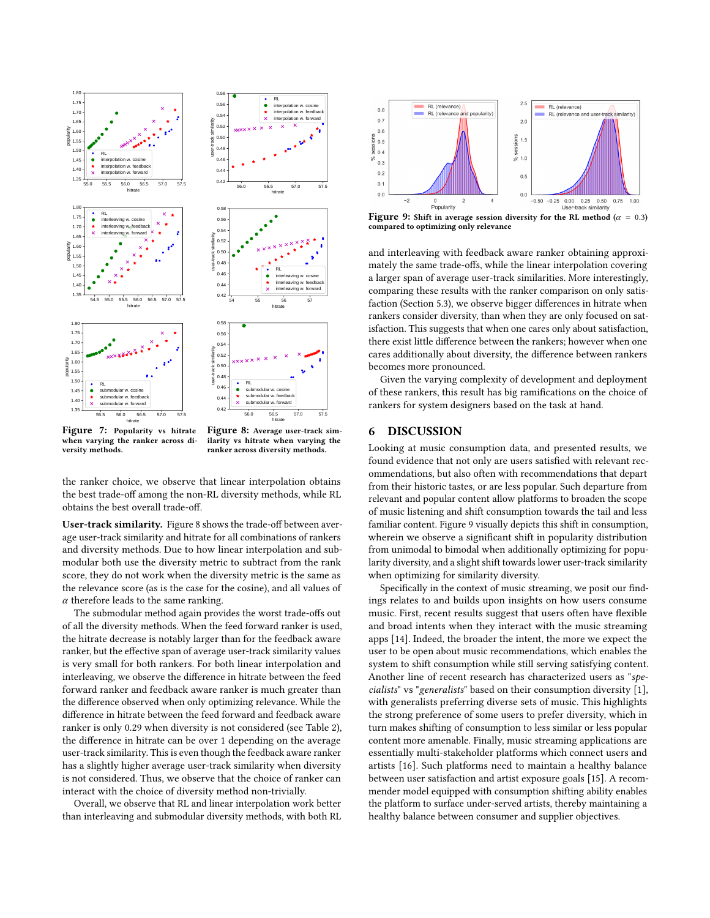Figure 7: Popularity vs hitrate when varying the ranker across diversity methods.

Figure 8: Average user-track similarity vs hitrate when varying the ranker across diversity methods.

the ranker choice, we observe that linear interpolation obtains the best trade-off among the non-RL diversity methods, while RL obtains the best overall trade-off.

**User-track similarity.** Figure 8 shows the trade-off between average user-track similarity and hitrate for all combinations of rankers and diversity methods. Due to how linear interpolation and submodular both use the diversity metric to subtract from the rank score, they do not work when the diversity metric is the same as the relevance score (as is the case for the cosine), and all values of $\alpha$ therefore leads to the same ranking.

The submodular method again provides the worst trade-offs out of all the diversity methods. When the feed forward ranker is used, the hitrate decrease is notably larger than for the feedback aware ranker, but the effective span of average user-track similarity values is very small for both rankers. For both linear interpolation and interleaving, we observe the difference in hitrate between the feed forward ranker and feedback aware ranker is much greater than the difference observed when only optimizing relevance. While the difference in hitrate between the feed forward and feedback aware ranker is only 0.29 when diversity is not considered (see Table 2), the difference in hitrate can be over 1 depending on the average user-track similarity. This is even though the feedback aware ranker has a slightly higher average user-track similarity when diversity is not considered. Thus, we observe that the choice of ranker can interact with the choice of diversity method non-trivially.

Overall, we observe that RL and linear interpolation work better than interleaving and submodular diversity methods, with both RL and interleaving with feedback aware ranker obtaining approximately the same trade-offs, while the linear interpolation covering a larger span of average user-track similarities. More interestingly, comparing these results with the ranker comparison on only satisfaction (Section 5.3), we observe bigger differences in hitrate when rankers consider diversity, than when they are only focused on satisfaction. This suggests that when one cares only about satisfaction, there exist little difference between the rankers; however when one cares additionally about diversity, the difference between rankers becomes more pronounced.

Given the varying complexity of development and deployment of these rankers, this result has big ramifications on the choice of rankers for system designers based on the task at hand.

Figure 9: Shift in average session diversity for the RL method ($\alpha = 0.3$) compared to optimizing only relevance

## 6 DISCUSSION

Looking at music consumption data, and presented results, we found evidence that not only are users satisfied with relevant recommendations, but also often with recommendations that depart from their historic tastes, or are less popular. Such departure from relevant and popular content allow platforms to broaden the scope of music listening and shift consumption towards the tail and less familiar content. Figure 9 visually depicts this shift in consumption, wherein we observe a significant shift in popularity distribution from unimodal to bimodal when additionally optimizing for popularity diversity, and a slight shift towards lower user-track similarity when optimizing for similarity diversity.

Specifically in the context of music streaming, we posit our findings relates to and builds upon insights on how users consume music. First, recent results suggest that users often have flexible and broad intents when they interact with the music streaming apps [14]. Indeed, the broader the intent, the more we expect the user to be open about music recommendations, which enables the system to shift consumption while still serving satisfying content. Another line of recent research has characterized users as "*specialists*" vs "*generalists*" based on their consumption diversity [1], with generalists preferring diverse sets of music. This highlights the strong preference of some users to prefer diversity, which in turn makes shifting of consumption to less similar or less popular content more amenable. Finally, music streaming applications are essentially multi-stakeholder platforms which connect users and artists [16]. Such platforms need to maintain a healthy balance between user satisfaction and artist exposure goals [15]. A recommender model equipped with consumption shifting ability enables the platform to surface under-served artists, thereby maintaining a healthy balance between consumer and supplier objectives.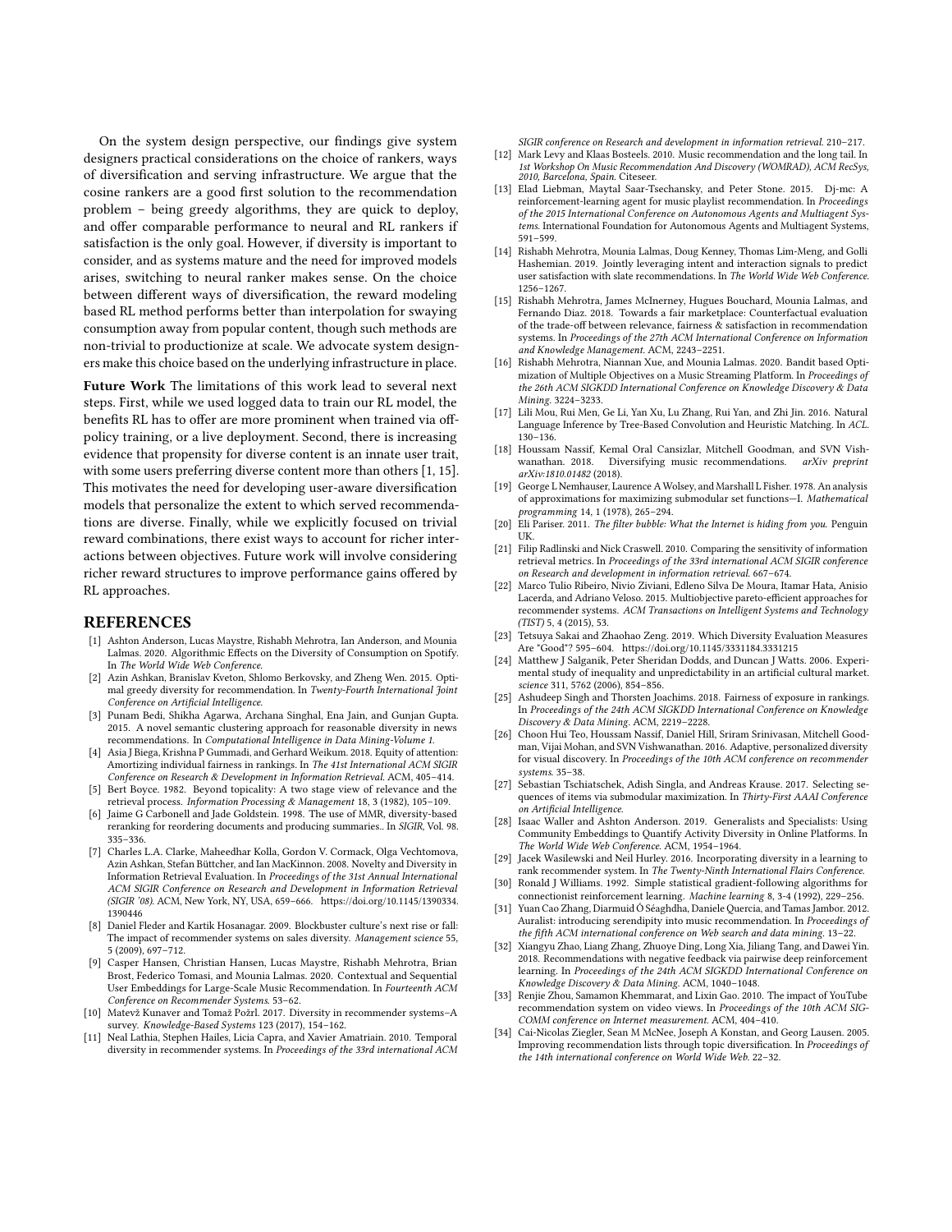On the system design perspective, our findings give system designers practical considerations on the choice of rankers, ways of diversification and serving infrastructure. We argue that the cosine rankers are a good first solution to the recommendation problem – being greedy algorithms, they are quick to deploy, and offer comparable performance to neural and RL rankers if satisfaction is the only goal. However, if diversity is important to consider, and as systems mature and the need for improved models arises, switching to neural ranker makes sense. On the choice between different ways of diversification, the reward modeling based RL method performs better than interpolation for swaying consumption away from popular content, though such methods are non-trivial to productionize at scale. We advocate system designers make this choice based on the underlying infrastructure in place.

**Future Work** The limitations of this work lead to several next steps. First, while we used logged data to train our RL model, the benefits RL has to offer are more prominent when trained via off-policy training, or a live deployment. Second, there is increasing evidence that propensity for diverse content is an innate user trait, with some users preferring diverse content more than others [1, 15]. This motivates the need for developing user-aware diversification models that personalize the extent to which served recommendations are diverse. Finally, while we explicitly focused on trivial reward combinations, there exist ways to account for richer interactions between objectives. Future work will involve considering richer reward structures to improve performance gains offered by RL approaches.

## REFERENCES

- [1] Ashton Anderson, Lucas Maystre, Rishabh Mehrotra, Ian Anderson, and Mounia Lalmas. 2020. Algorithmic Effects on the Diversity of Consumption on Spotify. In *The World Wide Web Conference*.
- [2] Azin Ashkan, Branislav Kveton, Shlomo Berkovsky, and Zheng Wen. 2015. Optimal greedy diversity for recommendation. In *Twenty-Fourth International Joint Conference on Artificial Intelligence*.
- [3] Punam Bedi, Shikha Agarwa, Archana Singhal, Ena Jain, and Gunjan Gupta. 2015. A novel semantic clustering approach for reasonable diversity in news recommendations. In *Computational Intelligence in Data Mining-Volume 1*.
- [4] Asia J Biega, Krishna P Gummadi, and Gerhard Weikum. 2018. Equity of attention: Amortizing individual fairness in rankings. In *The 41st International ACM SIGIR Conference on Research & Development in Information Retrieval*. ACM, 405–414.
- [5] Bert Boyce. 1982. Beyond topicality: A two stage view of relevance and the retrieval process. *Information Processing & Management* 18, 3 (1982), 105–109.
- [6] Jaime G Carbonell and Jade Goldstein. 1998. The use of MMR, diversity-based reranking for reordering documents and producing summaries.. In *SIGIR*, Vol. 98. 335–336.
- [7] Charles L.A. Clarke, Maheedhar Kolla, Gordon V. Cormack, Olga Vechtomova, Azin Ashkan, Stefan Büttcher, and Ian MacKinnon. 2008. Novelty and Diversity in Information Retrieval Evaluation. In *Proceedings of the 31st Annual International ACM SIGIR Conference on Research and Development in Information Retrieval (SIGIR '08)*. ACM, New York, NY, USA, 659–666. https://doi.org/10.1145/1390334.1390446
- [8] Daniel Fleder and Kartik Hosanagar. 2009. Blockbuster culture's next rise or fall: The impact of recommender systems on sales diversity. *Management science* 55, 5 (2009), 697–712.
- [9] Casper Hansen, Christian Hansen, Lucas Maystre, Rishabh Mehrotra, Brian Brost, Federico Tomasi, and Mounia Lalmas. 2020. Contextual and Sequential User Embeddings for Large-Scale Music Recommendation. In *Fourteenth ACM Conference on Recommender Systems*. 53–62.
- [10] Matevž Kunaver and Tomaž Požrl. 2017. Diversity in recommender systems–A survey. *Knowledge-Based Systems* 123 (2017), 154–162.
- [11] Neal Lathia, Stephen Hailes, Licia Capra, and Xavier Amatriain. 2010. Temporal diversity in recommender systems. In *Proceedings of the 33rd international ACM SIGIR conference on Research and development in information retrieval*. 210–217.
- [12] Mark Levy and Klaas Bosteels. 2010. Music recommendation and the long tail. In *1st Workshop On Music Recommendation And Discovery (WOMRAD), ACM RecSys, 2010, Barcelona, Spain*. Citeseer.
- [13] Elad Liebman, Maytal Saar-Tsechansky, and Peter Stone. 2015. Dj-mc: A reinforcement-learning agent for music playlist recommendation. In *Proceedings of the 2015 International Conference on Autonomous Agents and Multiagent Systems*. International Foundation for Autonomous Agents and Multiagent Systems, 591–599.
- [14] Rishabh Mehrotra, Mounia Lalmas, Doug Kenney, Thomas Lim-Meng, and Golli Hashemian. 2019. Jointly leveraging intent and interaction signals to predict user satisfaction with slate recommendations. In *The World Wide Web Conference*. 1256–1267.
- [15] Rishabh Mehrotra, James McInerney, Hugues Bouchard, Mounia Lalmas, and Fernando Diaz. 2018. Towards a fair marketplace: Counterfactual evaluation of the trade-off between relevance, fairness & satisfaction in recommendation systems. In *Proceedings of the 27th ACM International Conference on Information and Knowledge Management*. ACM, 2243–2251.
- [16] Rishabh Mehrotra, Niannan Xue, and Mounia Lalmas. 2020. Bandit based Optimization of Multiple Objectives on a Music Streaming Platform. In *Proceedings of the 26th ACM SIGKDD International Conference on Knowledge Discovery & Data Mining*. 3224–3233.
- [17] Lili Mou, Rui Men, Ge Li, Yan Xu, Lu Zhang, Rui Yan, and Zhi Jin. 2016. Natural Language Inference by Tree-Based Convolution and Heuristic Matching. In *ACL*. 130–136.
- [18] Houssam Nassif, Kemal Oral Cansizlar, Mitchell Goodman, and SVN Vishwanathan. 2018. Diversifying music recommendations. *arXiv preprint arXiv:1810.01482* (2018).
- [19] George L Nemhauser, Laurence A Wolsey, and Marshall L Fisher. 1978. An analysis of approximations for maximizing submodular set functions—I. *Mathematical programming* 14, 1 (1978), 265–294.
- [20] Eli Pariser. 2011. *The filter bubble: What the Internet is hiding from you*. Penguin UK.
- [21] Filip Radlinski and Nick Craswell. 2010. Comparing the sensitivity of information retrieval metrics. In *Proceedings of the 33rd international ACM SIGIR conference on Research and development in information retrieval*. 667–674.
- [22] Marco Tulio Ribeiro, Nivio Ziviani, Edleno Silva De Moura, Itamar Hata, Anisio Lacerda, and Adriano Veloso. 2015. Multiobjective pareto-efficient approaches for recommender systems. *ACM Transactions on Intelligent Systems and Technology (TIST)* 5, 4 (2015), 53.
- [23] Tetsuya Sakai and Zhaohao Zeng. 2019. Which Diversity Evaluation Measures Are "Good"? 595–604. https://doi.org/10.1145/3331184.3331215
- [24] Matthew J Salganik, Peter Sheridan Dodds, and Duncan J Watts. 2006. Experimental study of inequality and unpredictability in an artificial cultural market. *science* 311, 5762 (2006), 854–856.
- [25] Ashudeep Singh and Thorsten Joachims. 2018. Fairness of exposure in rankings. In *Proceedings of the 24th ACM SIGKDD International Conference on Knowledge Discovery & Data Mining*. ACM, 2219–2228.
- [26] Choon Hui Teo, Houssam Nassif, Daniel Hill, Sriram Srinivasan, Mitchell Goodman, Vijai Mohan, and SVN Vishwanathan. 2016. Adaptive, personalized diversity for visual discovery. In *Proceedings of the 10th ACM conference on recommender systems*. 35–38.
- [27] Sebastian Tschiatschek, Adish Singla, and Andreas Krause. 2017. Selecting sequences of items via submodular maximization. In *Thirty-First AAAI Conference on Artificial Intelligence*.
- [28] Isaac Waller and Ashton Anderson. 2019. Generalists and Specialists: Using Community Embeddings to Quantify Activity Diversity in Online Platforms. In *The World Wide Web Conference*. ACM, 1954–1964.
- [29] Jacek Wasilewski and Neil Hurley. 2016. Incorporating diversity in a learning to rank recommender system. In *The Twenty-Ninth International Flairs Conference*.
- [30] Ronald J Williams. 1992. Simple statistical gradient-following algorithms for connectionist reinforcement learning. *Machine learning* 8, 3-4 (1992), 229–256.
- [31] Yuan Cao Zhang, Diarmuid Ó Séaghdha, Daniele Quercia, and Tamas Jambor. 2012. Auralist: introducing serendipity into music recommendation. In *Proceedings of the fifth ACM international conference on Web search and data mining*. 13–22.
- [32] Xiangyu Zhao, Liang Zhang, Zhuoye Ding, Long Xia, Jiliang Tang, and Dawei Yin. 2018. Recommendations with negative feedback via pairwise deep reinforcement learning. In *Proceedings of the 24th ACM SIGKDD International Conference on Knowledge Discovery & Data Mining*. ACM, 1040–1048.
- [33] Renjie Zhou, Samamon Khemmarat, and Lixin Gao. 2010. The impact of YouTube recommendation system on video views. In *Proceedings of the 10th ACM SIGCOMM conference on Internet measurement*. ACM, 404–410.
- [34] Cai-Nicolas Ziegler, Sean M McNee, Joseph A Konstan, and Georg Lausen. 2005. Improving recommendation lists through topic diversification. In *Proceedings of the 14th international conference on World Wide Web*. 22–32.